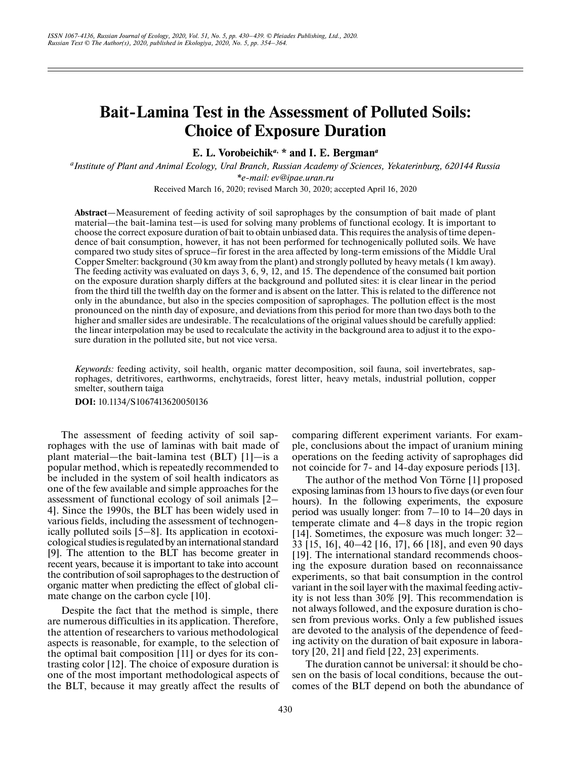# Bait-Lamina Test in the Assessment of Polluted Soils: Choice of Exposure Duration

**E. L. Vorobeichik[a, *] and I. E. Bergman[a]**

[a] *Institute of Plant and Animal Ecology, Ural Branch, Russian Academy of Sciences, Yekaterinburg, 620144 Russia*

*\*e-mail: ev@ipae.uran.ru*

Received March 16, 2020; revised March 30, 2020; accepted April 16, 2020

**Abstract**—Measurement of feeding activity of soil saprophages by the consumption of bait made of plant material—the bait-lamina test—is used for solving many problems of functional ecology. It is important to choose the correct exposure duration of bait to obtain unbiased data. This requires the analysis of time dependence of bait consumption, however, it has not been performed for technogenically polluted soils. We have compared two study sites of spruce–fir forest in the area affected by long-term emissions of the Middle Ural Copper Smelter: background (30 km away from the plant) and strongly polluted by heavy metals (1 km away). The feeding activity was evaluated on days 3, 6, 9, 12, and 15. The dependence of the consumed bait portion on the exposure duration sharply differs at the background and polluted sites: it is clear linear in the period from the third till the twelfth day on the former and is absent on the latter. This is related to the difference not only in the abundance, but also in the species composition of saprophages. The pollution effect is the most pronounced on the ninth day of exposure, and deviations from this period for more than two days both to the higher and smaller sides are undesirable. The recalculations of the original values should be carefully applied: the linear interpolation may be used to recalculate the activity in the background area to adjust it to the exposure duration in the polluted site, but not vice versa.

*Keywords:* feeding activity, soil health, organic matter decomposition, soil fauna, soil invertebrates, saprophages, detritivores, earthworms, enchytraeids, forest litter, heavy metals, industrial pollution, copper smelter, southern taiga

**DOI:** 10.1134/S1067413620050136

The assessment of feeding activity of soil saprophages with the use of laminas with bait made of plant material—the bait-lamina test (BLT) [1]—is a popular method, which is repeatedly recommended to be included in the system of soil health indicators as one of the few available and simple approaches for the assessment of functional ecology of soil animals [2–4]. Since the 1990s, the BLT has been widely used in various fields, including the assessment of technogenically polluted soils [5–8]. Its application in ecotoxicological studies is regulated by an international standard [9]. The attention to the BLT has become greater in recent years, because it is important to take into account the contribution of soil saprophages to the destruction of organic matter when predicting the effect of global climate change on the carbon cycle [10].

Despite the fact that the method is simple, there are numerous difficulties in its application. Therefore, the attention of researchers to various methodological aspects is reasonable, for example, to the selection of the optimal bait composition [11] or dyes for its contrasting color [12]. The choice of exposure duration is one of the most important methodological aspects of the BLT, because it may greatly affect the results of comparing different experiment variants. For example, conclusions about the impact of uranium mining operations on the feeding activity of saprophages did not coincide for 7- and 14-day exposure periods [13].

The author of the method Von Törne [1] proposed exposing laminas from 13 hours to five days (or even four hours). In the following experiments, the exposure period was usually longer: from 7–10 to 14–20 days in temperate climate and 4–8 days in the tropic region [14]. Sometimes, the exposure was much longer: 32–33 [15, 16], 40–42 [16, 17], 66 [18], and even 90 days [19]. The international standard recommends choosing the exposure duration based on reconnaissance experiments, so that bait consumption in the control variant in the soil layer with the maximal feeding activity is not less than 30% [9]. This recommendation is not always followed, and the exposure duration is chosen from previous works. Only a few published issues are devoted to the analysis of the dependence of feeding activity on the duration of bait exposure in laboratory [20, 21] and field [22, 23] experiments.

The duration cannot be universal: it should be chosen on the basis of local conditions, because the outcomes of the BLT depend on both the abundance of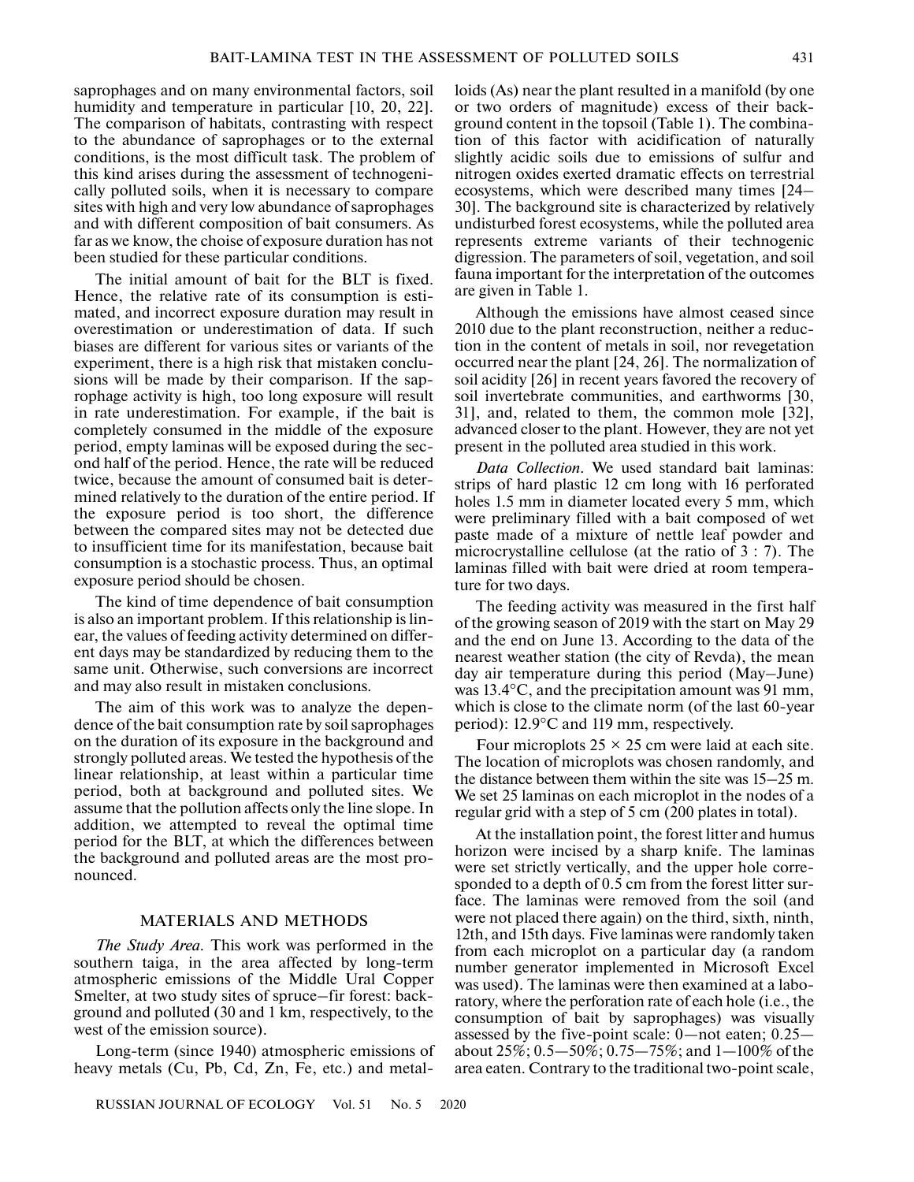saprophages and on many environmental factors, soil humidity and temperature in particular [10, 20, 22]. The comparison of habitats, contrasting with respect to the abundance of saprophages or to the external conditions, is the most difficult task. The problem of this kind arises during the assessment of technogenically polluted soils, when it is necessary to compare sites with high and very low abundance of saprophages and with different composition of bait consumers. As far as we know, the choise of exposure duration has not been studied for these particular conditions.

The initial amount of bait for the BLT is fixed. Hence, the relative rate of its consumption is estimated, and incorrect exposure duration may result in overestimation or underestimation of data. If such biases are different for various sites or variants of the experiment, there is a high risk that mistaken conclusions will be made by their comparison. If the saprophage activity is high, too long exposure will result in rate underestimation. For example, if the bait is completely consumed in the middle of the exposure period, empty laminas will be exposed during the second half of the period. Hence, the rate will be reduced twice, because the amount of consumed bait is determined relatively to the duration of the entire period. If the exposure period is too short, the difference between the compared sites may not be detected due to insufficient time for its manifestation, because bait consumption is a stochastic process. Thus, an optimal exposure period should be chosen.

The kind of time dependence of bait consumption is also an important problem. If this relationship is linear, the values of feeding activity determined on different days may be standardized by reducing them to the same unit. Otherwise, such conversions are incorrect and may also result in mistaken conclusions.

The aim of this work was to analyze the dependence of the bait consumption rate by soil saprophages on the duration of its exposure in the background and strongly polluted areas. We tested the hypothesis of the linear relationship, at least within a particular time period, both at background and polluted sites. We assume that the pollution affects only the line slope. In addition, we attempted to reveal the optimal time period for the BLT, at which the differences between the background and polluted areas are the most pronounced.

## MATERIALS AND METHODS

*The Study Area.* This work was performed in the southern taiga, in the area affected by long-term atmospheric emissions of the Middle Ural Copper Smelter, at two study sites of spruce–fir forest: background and polluted (30 and 1 km, respectively, to the west of the emission source).

Long-term (since 1940) atmospheric emissions of heavy metals (Cu, Pb, Cd, Zn, Fe, etc.) and metalloids (As) near the plant resulted in a manifold (by one or two orders of magnitude) excess of their background content in the topsoil (Table 1). The combination of this factor with acidification of naturally slightly acidic soils due to emissions of sulfur and nitrogen oxides exerted dramatic effects on terrestrial ecosystems, which were described many times [24–30]. The background site is characterized by relatively undisturbed forest ecosystems, while the polluted area represents extreme variants of their technogenic digression. The parameters of soil, vegetation, and soil fauna important for the interpretation of the outcomes are given in Table 1.

Although the emissions have almost ceased since 2010 due to the plant reconstruction, neither a reduction in the content of metals in soil, nor revegetation occurred near the plant [24, 26]. The normalization of soil acidity [26] in recent years favored the recovery of soil invertebrate communities, and earthworms [30, 31], and, related to them, the common mole [32], advanced closer to the plant. However, they are not yet present in the polluted area studied in this work.

*Data Collection.* We used standard bait laminas: strips of hard plastic 12 cm long with 16 perforated holes 1.5 mm in diameter located every 5 mm, which were preliminary filled with a bait composed of wet paste made of a mixture of nettle leaf powder and microcrystalline cellulose (at the ratio of 3 : 7). The laminas filled with bait were dried at room temperature for two days.

The feeding activity was measured in the first half of the growing season of 2019 with the start on May 29 and the end on June 13. According to the data of the nearest weather station (the city of Revda), the mean day air temperature during this period (May–June) was 13.4°C, and the precipitation amount was 91 mm, which is close to the climate norm (of the last 60-year period): 12.9°C and 119 mm, respectively.

Four microplots 25 × 25 cm were laid at each site. The location of microplots was chosen randomly, and the distance between them within the site was 15–25 m. We set 25 laminas on each microplot in the nodes of a regular grid with a step of 5 cm (200 plates in total).

At the installation point, the forest litter and humus horizon were incised by a sharp knife. The laminas were set strictly vertically, and the upper hole corresponded to a depth of 0.5 cm from the forest litter surface. The laminas were removed from the soil (and were not placed there again) on the third, sixth, ninth, 12th, and 15th days. Five laminas were randomly taken from each microplot on a particular day (a random number generator implemented in Microsoft Excel was used). The laminas were then examined at a laboratory, where the perforation rate of each hole (i.e., the consumption of bait by saprophages) was visually assessed by the five-point scale: 0—not eaten; 0.25—about 25%; 0.5—50%; 0.75—75%; and 1—100% of the area eaten. Contrary to the traditional two-point scale,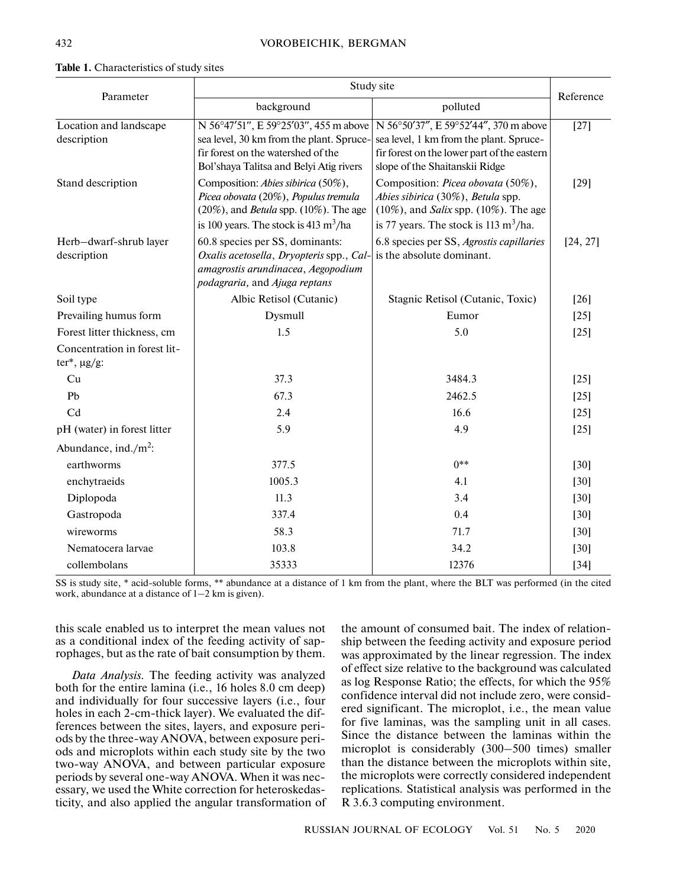**Table 1.** Characteristics of study sites

| Parameter | Study site | | Reference |
|---|---|---|---|
| | background | polluted | |
| Location and landscape description | N 56°47′51″, E 59°25′03″, 455 m above sea level, 30 km from the plant. Spruce-fir forest on the watershed of the Bol'shaya Talitsa and Belyi Atig rivers | N 56°50′37″, E 59°52′44″, 370 m above sea level, 1 km from the plant. Spruce-fir forest on the lower part of the eastern slope of the Shaitanskii Ridge | [27] |
| Stand description | Composition: *Abies sibirica* (50%), *Picea obovata* (20%), *Populus tremula* (20%), and *Betula* spp. (10%). The age is 100 years. The stock is 413 $m^3$/ha | Composition: *Picea obovata* (50%), *Abies sibirica* (30%), *Betula* spp. (10%), and *Salix* spp. (10%). The age is 77 years. The stock is 113 $m^3$/ha. | [29] |
| Herb–dwarf-shrub layer description | 60.8 species per SS, dominants: *Oxalis acetosella*, *Dryopteris* spp., *Calamagrostis arundinacea*, *Aegopodium podagraria,* and *Ajuga reptans* | 6.8 species per SS, *Agrostis capillaries* is the absolute dominant. | [24, 27] |
| Soil type | Albic Retisol (Cutanic) | Stagnic Retisol (Cutanic, Toxic) | [26] |
| Prevailing humus form | Dysmull | Eumor | [25] |
| Forest litter thickness, cm | 1.5 | 5.0 | [25] |
| Concentration in forest litter*, μg/g: | | | |
| Cu | 37.3 | 3484.3 | [25] |
| Pb | 67.3 | 2462.5 | [25] |
| Cd | 2.4 | 16.6 | [25] |
| pH (water) in forest litter | 5.9 | 4.9 | [25] |
| Abundance, ind./$m^2$: | | | |
| earthworms | 377.5 | 0** | [30] |
| enchytraeids | 1005.3 | 4.1 | [30] |
| Diplopoda | 11.3 | 3.4 | [30] |
| Gastropoda | 337.4 | 0.4 | [30] |
| wireworms | 58.3 | 71.7 | [30] |
| Nematocera larvae | 103.8 | 34.2 | [30] |
| collembolans | 35333 | 12376 | [34] |

SS is study site, * acid-soluble forms, ** abundance at a distance of 1 km from the plant, where the BLT was performed (in the cited work, abundance at a distance of 1–2 km is given).

this scale enabled us to interpret the mean values not as a conditional index of the feeding activity of saprophages, but as the rate of bait consumption by them.

*Data Analysis.* The feeding activity was analyzed both for the entire lamina (i.e., 16 holes 8.0 cm deep) and individually for four successive layers (i.e., four holes in each 2-cm-thick layer). We evaluated the differences between the sites, layers, and exposure periods by the three-way ANOVA, between exposure periods and microplots within each study site by the two two-way ANOVA, and between particular exposure periods by several one-way ANOVA. When it was necessary, we used the White correction for heteroskedasticity, and also applied the angular transformation of the amount of consumed bait. The index of relationship between the feeding activity and exposure period was approximated by the linear regression. The index of effect size relative to the background was calculated as log Response Ratio; the effects, for which the 95% confidence interval did not include zero, were considered significant. The microplot, i.e., the mean value for five laminas, was the sampling unit in all cases. Since the distance between the laminas within the microplot is considerably (300–500 times) smaller than the distance between the microplots within site, the microplots were correctly considered independent replications. Statistical analysis was performed in the R 3.6.3 computing environment.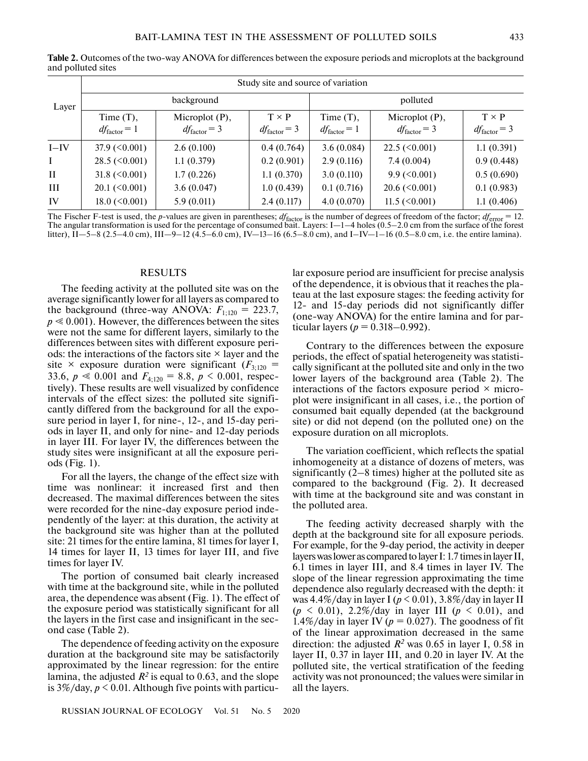**Table 2.** Outcomes of the two-way ANOVA for differences between the exposure periods and microplots at the background and polluted sites

| Layer | Study site and source of variation | | | | | |
|---|---|---|---|---|---|---|
| | background | | | polluted | | |
| | Time (T), $df_{factor} = 1$ | Microplot (P), $df_{factor} = 3$ | T × P $df_{factor} = 3$ | Time (T), $df_{factor} = 1$ | Microplot (P), $df_{factor} = 3$ | T × P $df_{factor} = 3$ |
| I–IV | 37.9 (<0.001) | 2.6 (0.100) | 0.4 (0.764) | 3.6 (0.084) | 22.5 (<0.001) | 1.1 (0.391) |
| I | 28.5 (<0.001) | 1.1 (0.379) | 0.2 (0.901) | 2.9 (0.116) | 7.4 (0.004) | 0.9 (0.448) |
| II | 31.8 (<0.001) | 1.7 (0.226) | 1.1 (0.370) | 3.0 (0.110) | 9.9 (<0.001) | 0.5 (0.690) |
| III | 20.1 (<0.001) | 3.6 (0.047) | 1.0 (0.439) | 0.1 (0.716) | 20.6 (<0.001) | 0.1 (0.983) |
| IV | 18.0 (<0.001) | 5.9 (0.011) | 2.4 (0.117) | 4.0 (0.070) | 11.5 (<0.001) | 1.1 (0.406) |

The Fischer F-test is used, the *p*-values are given in parentheses; $df_{factor}$ is the number of degrees of freedom of the factor; $df_{error} = 12$. The angular transformation is used for the percentage of consumed bait. Layers: I—1–4 holes (0.5–2.0 cm from the surface of the forest litter), II—5–8 (2.5–4.0 cm), III—9–12 (4.5–6.0 cm), IV—13–16 (6.5–8.0 cm), and I–IV—1–16 (0.5–8.0 cm, i.e. the entire lamina).

## RESULTS

The feeding activity at the polluted site was on the average significantly lower for all layers as compared to the background (three-way ANOVA: $F_{1;120} = 223.7$, $p \ll 0.001$). However, the differences between the sites were not the same for different layers, similarly to the differences between sites with different exposure periods: the interactions of the factors site × layer and the site × exposure duration were significant ($F_{3;120} = 33.6$, $p \ll 0.001$ and $F_{4;120} = 8.8$, $p < 0.001$, respectively). These results are well visualized by confidence intervals of the effect sizes: the polluted site significantly differed from the background for all the exposure period in layer I, for nine-, 12-, and 15-day periods in layer II, and only for nine- and 12-day periods in layer III. For layer IV, the differences between the study sites were insignificant at all the exposure periods (Fig. 1).

For all the layers, the change of the effect size with time was nonlinear: it increased first and then decreased. The maximal differences between the sites were recorded for the nine-day exposure period independently of the layer: at this duration, the activity at the background site was higher than at the polluted site: 21 times for the entire lamina, 81 times for layer I, 14 times for layer II, 13 times for layer III, and five times for layer IV.

The portion of consumed bait clearly increased with time at the background site, while in the polluted area, the dependence was absent (Fig. 1). The effect of the exposure period was statistically significant for all the layers in the first case and insignificant in the second case (Table 2).

The dependence of feeding activity on the exposure duration at the background site may be satisfactorily approximated by the linear regression: for the entire lamina, the adjusted $R^2$ is equal to 0.63, and the slope is 3%/day, $p < 0.01$. Although five points with particular exposure period are insufficient for precise analysis of the dependence, it is obvious that it reaches the plateau at the last exposure stages: the feeding activity for 12- and 15-day periods did not significantly differ (one-way ANOVA) for the entire lamina and for particular layers ($p = 0.318$–$0.992$).

Contrary to the differences between the exposure periods, the effect of spatial heterogeneity was statistically significant at the polluted site and only in the two lower layers of the background area (Table 2). The interactions of the factors exposure period × microplot were insignificant in all cases, i.e., the portion of consumed bait equally depended (at the background site) or did not depend (on the polluted one) on the exposure duration on all microplots.

The variation coefficient, which reflects the spatial inhomogeneity at a distance of dozens of meters, was significantly (2–8 times) higher at the polluted site as compared to the background (Fig. 2). It decreased with time at the background site and was constant in the polluted area.

The feeding activity decreased sharply with the depth at the background site for all exposure periods. For example, for the 9-day period, the activity in deeper layers was lower as compared to layer I: 1.7 times in layer II, 6.1 times in layer III, and 8.4 times in layer IV. The slope of the linear regression approximating the time dependence also regularly decreased with the depth: it was 4.4%/day in layer I ($p < 0.01$), 3.8%/day in layer II ($p < 0.01$), 2.2%/day in layer III ($p < 0.01$), and 1.4%/day in layer IV ($p = 0.027$). The goodness of fit of the linear approximation decreased in the same direction: the adjusted $R^2$ was 0.65 in layer I, 0.58 in layer II, 0.37 in layer III, and 0.20 in layer IV. At the polluted site, the vertical stratification of the feeding activity was not pronounced; the values were similar in all the layers.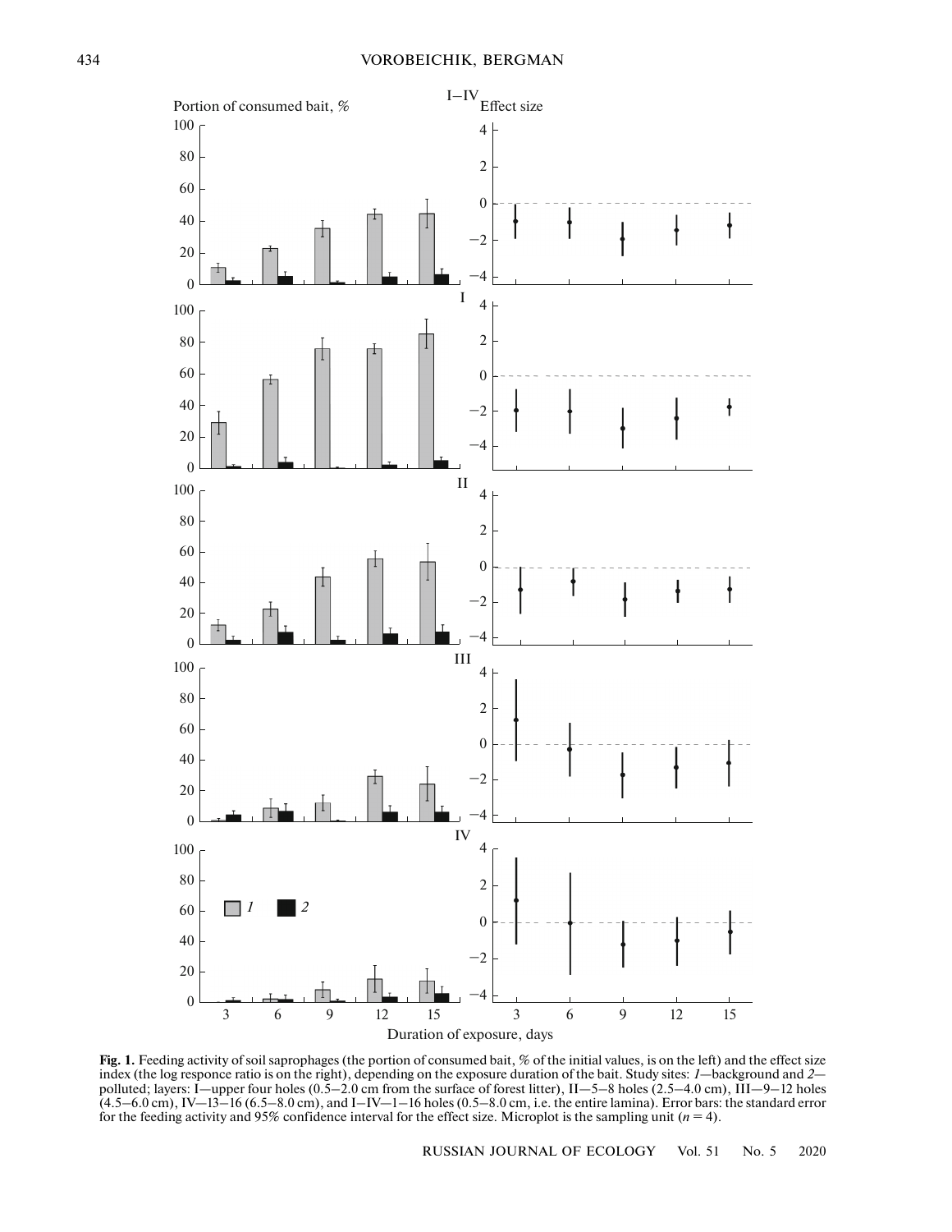**Fig. 1.** Feeding activity of soil saprophages (the portion of consumed bait, % of the initial values, is on the left) and the effect size index (the log responce ratio is on the right), depending on the exposure duration of the bait. Study sites: *1*—background and *2*—polluted; layers: I—upper four holes (0.5–2.0 cm from the surface of forest litter), II—5–8 holes (2.5–4.0 cm), III—9–12 holes (4.5–6.0 cm), IV—13–16 (6.5–8.0 cm), and I–IV—1–16 holes (0.5–8.0 cm, i.e. the entire lamina). Error bars: the standard error for the feeding activity and 95% confidence interval for the effect size. Microplot is the sampling unit ($n = 4$).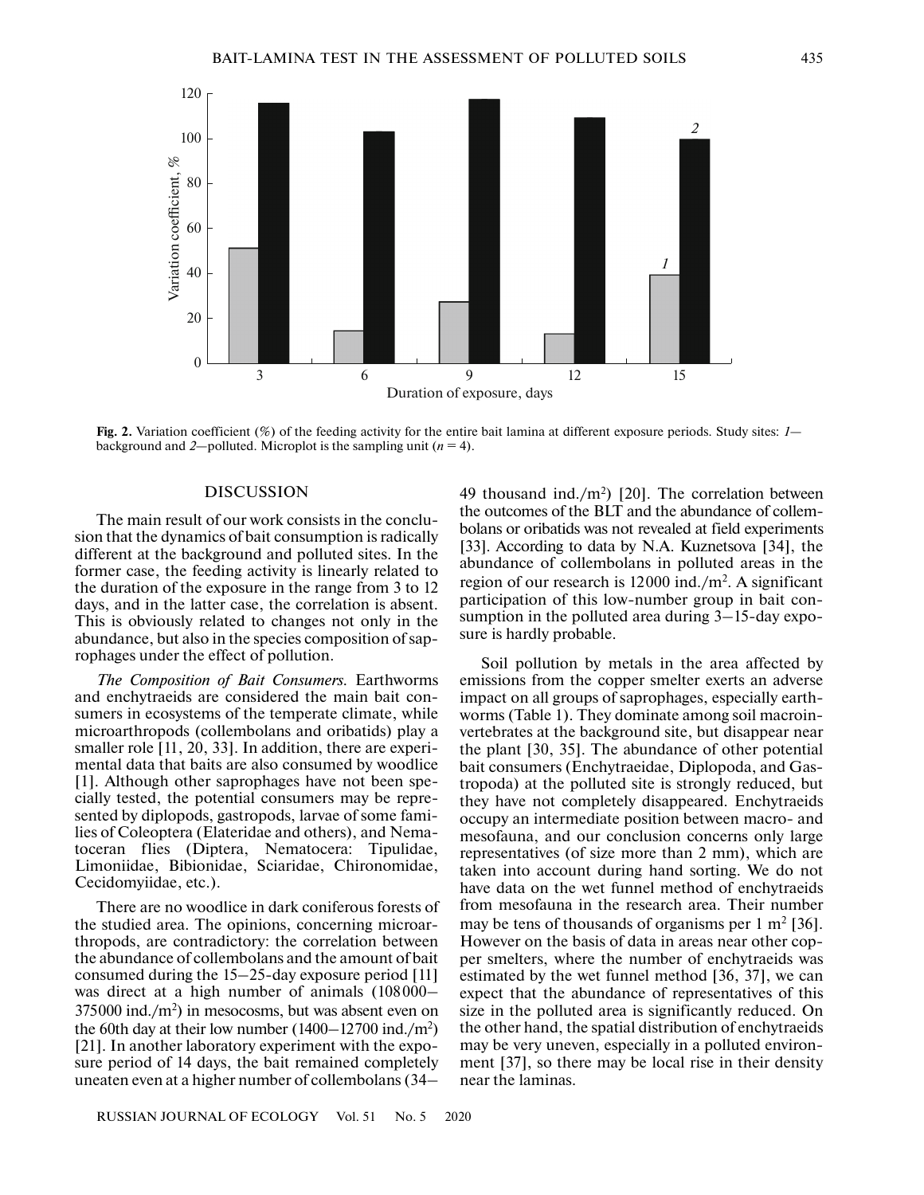Fig. 2. Variation coefficient (%) of the feeding activity for the entire bait lamina at different exposure periods. Study sites: *1*—background and *2*—polluted. Microplot is the sampling unit ($n = 4$).

## DISCUSSION

The main result of our work consists in the conclusion that the dynamics of bait consumption is radically different at the background and polluted sites. In the former case, the feeding activity is linearly related to the duration of the exposure in the range from 3 to 12 days, and in the latter case, the correlation is absent. This is obviously related to changes not only in the abundance, but also in the species composition of saprophages under the effect of pollution.

*The Composition of Bait Consumers.* Earthworms and enchytraeids are considered the main bait consumers in ecosystems of the temperate climate, while microarthropods (collembolans and oribatids) play a smaller role [11, 20, 33]. In addition, there are experimental data that baits are also consumed by woodlice [1]. Although other saprophages have not been specially tested, the potential consumers may be represented by diplopods, gastropods, larvae of some families of Coleoptera (Elateridae and others), and Nematoceran flies (Diptera, Nematocera: Tipulidae, Limoniidae, Bibionidae, Sciaridae, Chironomidae, Cecidomyiidae, etc.).

There are no woodlice in dark coniferous forests of the studied area. The opinions, concerning microarthropods, are contradictory: the correlation between the abundance of collembolans and the amount of bait consumed during the 15–25-day exposure period [11] was direct at a high number of animals (108000–375000 ind./m$^2$) in mesocosms, but was absent even on the 60th day at their low number (1400–12700 ind./m$^2$) [21]. In another laboratory experiment with the exposure period of 14 days, the bait remained completely uneaten even at a higher number of collembolans (34–49 thousand ind./m$^2$) [20]. The correlation between the outcomes of the BLT and the abundance of collembolans or oribatids was not revealed at field experiments [33]. According to data by N.A. Kuznetsova [34], the abundance of collembolans in polluted areas in the region of our research is 12000 ind./m$^2$. A significant participation of this low-number group in bait consumption in the polluted area during 3–15-day exposure is hardly probable.

Soil pollution by metals in the area affected by emissions from the copper smelter exerts an adverse impact on all groups of saprophages, especially earthworms (Table 1). They dominate among soil macroinvertebrates at the background site, but disappear near the plant [30, 35]. The abundance of other potential bait consumers (Enchytraeidae, Diplopoda, and Gastropoda) at the polluted site is strongly reduced, but they have not completely disappeared. Enchytraeids occupy an intermediate position between macro- and mesofauna, and our conclusion concerns only large representatives (of size more than 2 mm), which are taken into account during hand sorting. We do not have data on the wet funnel method of enchytraeids from mesofauna in the research area. Their number may be tens of thousands of organisms per 1 m$^2$ [36]. However on the basis of data in areas near other copper smelters, where the number of enchytraeids was estimated by the wet funnel method [36, 37], we can expect that the abundance of representatives of this size in the polluted area is significantly reduced. On the other hand, the spatial distribution of enchytraeids may be very uneven, especially in a polluted environment [37], so there may be local rise in their density near the laminas.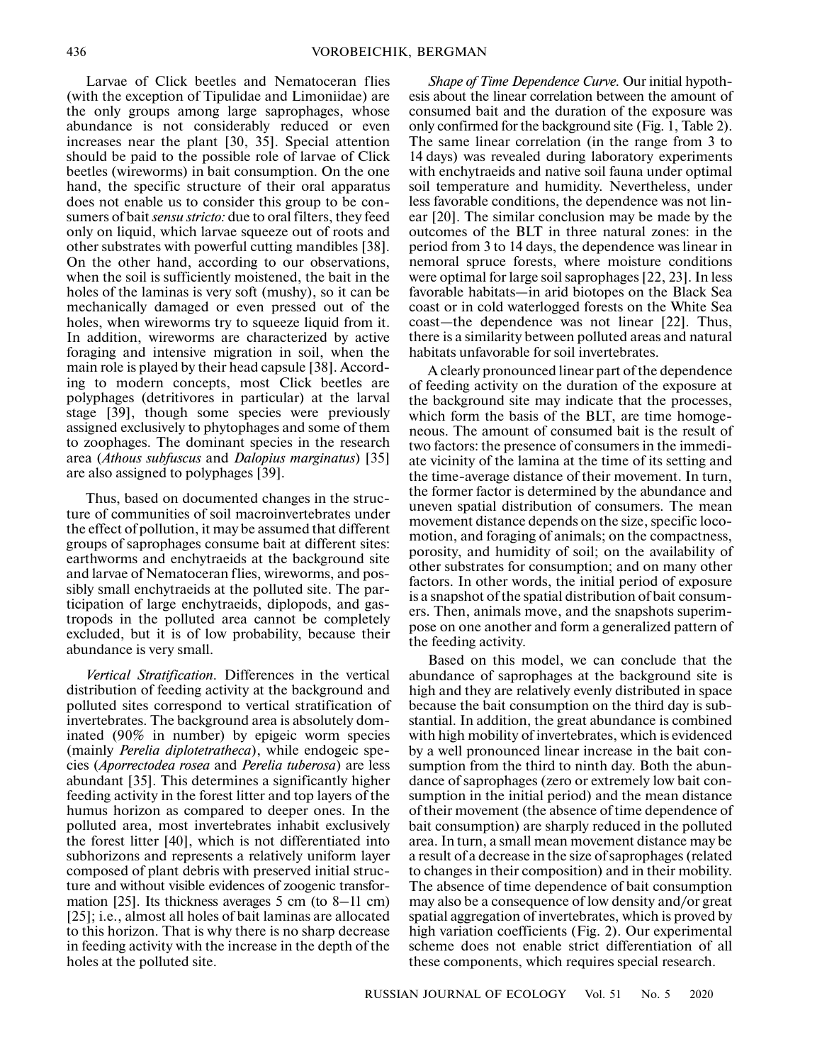Larvae of Click beetles and Nematoceran flies (with the exception of Tipulidae and Limoniidae) are the only groups among large saprophages, whose abundance is not considerably reduced or even increases near the plant [30, 35]. Special attention should be paid to the possible role of larvae of Click beetles (wireworms) in bait consumption. On the one hand, the specific structure of their oral apparatus does not enable us to consider this group to be consumers of bait *sensu stricto:* due to oral filters, they feed only on liquid, which larvae squeeze out of roots and other substrates with powerful cutting mandibles [38]. On the other hand, according to our observations, when the soil is sufficiently moistened, the bait in the holes of the laminas is very soft (mushy), so it can be mechanically damaged or even pressed out of the holes, when wireworms try to squeeze liquid from it. In addition, wireworms are characterized by active foraging and intensive migration in soil, when the main role is played by their head capsule [38]. According to modern concepts, most Click beetles are polyphages (detritivores in particular) at the larval stage [39], though some species were previously assigned exclusively to phytophages and some of them to zoophages. The dominant species in the research area (*Athous subfuscus* and *Dalopius marginatus*) [35] are also assigned to polyphages [39].

Thus, based on documented changes in the structure of communities of soil macroinvertebrates under the effect of pollution, it may be assumed that different groups of saprophages consume bait at different sites: earthworms and enchytraeids at the background site and larvae of Nematoceran flies, wireworms, and possibly small enchytraeids at the polluted site. The participation of large enchytraeids, diplopods, and gastropods in the polluted area cannot be completely excluded, but it is of low probability, because their abundance is very small.

*Vertical Stratification*. Differences in the vertical distribution of feeding activity at the background and polluted sites correspond to vertical stratification of invertebrates. The background area is absolutely dominated (90% in number) by epigeic worm species (mainly *Perelia diplotetratheca*), while endogeic species (*Aporrectodea rosea* and *Perelia tuberosa*) are less abundant [35]. This determines a significantly higher feeding activity in the forest litter and top layers of the humus horizon as compared to deeper ones. In the polluted area, most invertebrates inhabit exclusively the forest litter [40], which is not differentiated into subhorizons and represents a relatively uniform layer composed of plant debris with preserved initial structure and without visible evidences of zoogenic transformation [25]. Its thickness averages 5 cm (to 8–11 cm) [25]; i.e., almost all holes of bait laminas are allocated to this horizon. That is why there is no sharp decrease in feeding activity with the increase in the depth of the holes at the polluted site.

*Shape of Time Dependence Curve.* Our initial hypothesis about the linear correlation between the amount of consumed bait and the duration of the exposure was only confirmed for the background site (Fig. 1, Table 2). The same linear correlation (in the range from 3 to 14 days) was revealed during laboratory experiments with enchytraeids and native soil fauna under optimal soil temperature and humidity. Nevertheless, under less favorable conditions, the dependence was not linear [20]. The similar conclusion may be made by the outcomes of the BLT in three natural zones: in the period from 3 to 14 days, the dependence was linear in nemoral spruce forests, where moisture conditions were optimal for large soil saprophages [22, 23]. In less favorable habitats—in arid biotopes on the Black Sea coast or in cold waterlogged forests on the White Sea coast—the dependence was not linear [22]. Thus, there is a similarity between polluted areas and natural habitats unfavorable for soil invertebrates.

A clearly pronounced linear part of the dependence of feeding activity on the duration of the exposure at the background site may indicate that the processes, which form the basis of the BLT, are time homogeneous. The amount of consumed bait is the result of two factors: the presence of consumers in the immediate vicinity of the lamina at the time of its setting and the time-average distance of their movement. In turn, the former factor is determined by the abundance and uneven spatial distribution of consumers. The mean movement distance depends on the size, specific locomotion, and foraging of animals; on the compactness, porosity, and humidity of soil; on the availability of other substrates for consumption; and on many other factors. In other words, the initial period of exposure is a snapshot of the spatial distribution of bait consumers. Then, animals move, and the snapshots superimpose on one another and form a generalized pattern of the feeding activity.

Based on this model, we can conclude that the abundance of saprophages at the background site is high and they are relatively evenly distributed in space because the bait consumption on the third day is substantial. In addition, the great abundance is combined with high mobility of invertebrates, which is evidenced by a well pronounced linear increase in the bait consumption from the third to ninth day. Both the abundance of saprophages (zero or extremely low bait consumption in the initial period) and the mean distance of their movement (the absence of time dependence of bait consumption) are sharply reduced in the polluted area. In turn, a small mean movement distance may be a result of a decrease in the size of saprophages (related to changes in their composition) and in their mobility. The absence of time dependence of bait consumption may also be a consequence of low density and/or great spatial aggregation of invertebrates, which is proved by high variation coefficients (Fig. 2). Our experimental scheme does not enable strict differentiation of all these components, which requires special research.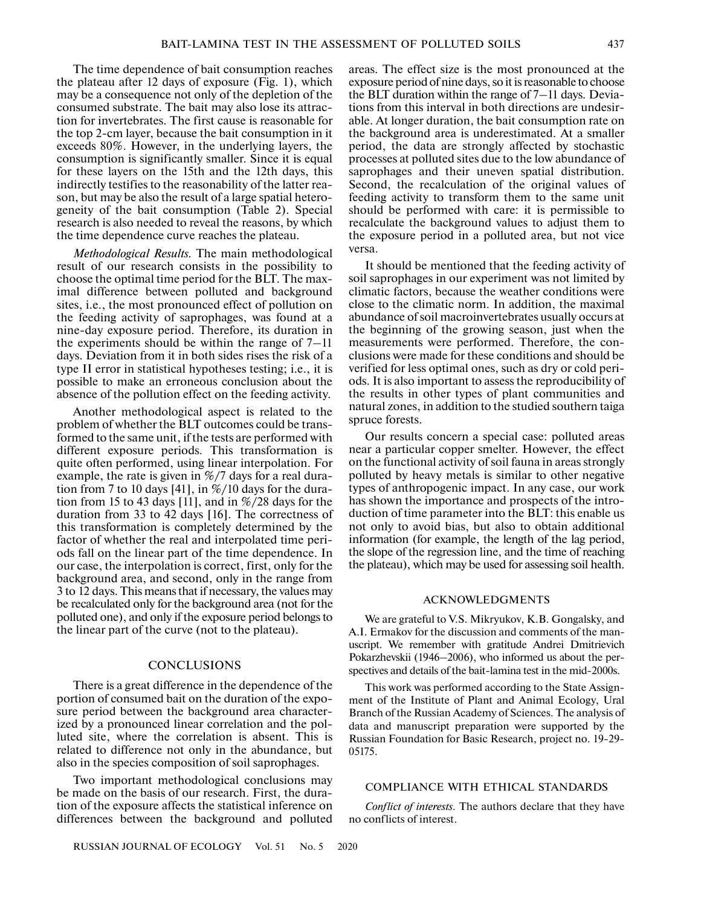The time dependence of bait consumption reaches the plateau after 12 days of exposure (Fig. 1), which may be a consequence not only of the depletion of the consumed substrate. The bait may also lose its attraction for invertebrates. The first cause is reasonable for the top 2-cm layer, because the bait consumption in it exceeds 80%. However, in the underlying layers, the consumption is significantly smaller. Since it is equal for these layers on the 15th and the 12th days, this indirectly testifies to the reasonability of the latter reason, but may be also the result of a large spatial heterogeneity of the bait consumption (Table 2). Special research is also needed to reveal the reasons, by which the time dependence curve reaches the plateau.

*Methodological Results.* The main methodological result of our research consists in the possibility to choose the optimal time period for the BLT. The maximal difference between polluted and background sites, i.e., the most pronounced effect of pollution on the feeding activity of saprophages, was found at a nine-day exposure period. Therefore, its duration in the experiments should be within the range of 7–11 days. Deviation from it in both sides rises the risk of a type II error in statistical hypotheses testing; i.e., it is possible to make an erroneous conclusion about the absence of the pollution effect on the feeding activity.

Another methodological aspect is related to the problem of whether the BLT outcomes could be transformed to the same unit, if the tests are performed with different exposure periods. This transformation is quite often performed, using linear interpolation. For example, the rate is given in %/7 days for a real duration from 7 to 10 days [41], in %/10 days for the duration from 15 to 43 days [11], and in %/28 days for the duration from 33 to 42 days [16]. The correctness of this transformation is completely determined by the factor of whether the real and interpolated time periods fall on the linear part of the time dependence. In our case, the interpolation is correct, first, only for the background area, and second, only in the range from 3 to 12 days. This means that if necessary, the values may be recalculated only for the background area (not for the polluted one), and only if the exposure period belongs to the linear part of the curve (not to the plateau).

## CONCLUSIONS

There is a great difference in the dependence of the portion of consumed bait on the duration of the exposure period between the background area characterized by a pronounced linear correlation and the polluted site, where the correlation is absent. This is related to difference not only in the abundance, but also in the species composition of soil saprophages.

Two important methodological conclusions may be made on the basis of our research. First, the duration of the exposure affects the statistical inference on differences between the background and polluted areas. The effect size is the most pronounced at the exposure period of nine days, so it is reasonable to choose the BLT duration within the range of 7–11 days. Deviations from this interval in both directions are undesirable. At longer duration, the bait consumption rate on the background area is underestimated. At a smaller period, the data are strongly affected by stochastic processes at polluted sites due to the low abundance of saprophages and their uneven spatial distribution. Second, the recalculation of the original values of feeding activity to transform them to the same unit should be performed with care: it is permissible to recalculate the background values to adjust them to the exposure period in a polluted area, but not vice versa.

It should be mentioned that the feeding activity of soil saprophages in our experiment was not limited by climatic factors, because the weather conditions were close to the climatic norm. In addition, the maximal abundance of soil macroinvertebrates usually occurs at the beginning of the growing season, just when the measurements were performed. Therefore, the conclusions were made for these conditions and should be verified for less optimal ones, such as dry or cold periods. It is also important to assess the reproducibility of the results in other types of plant communities and natural zones, in addition to the studied southern taiga spruce forests.

Our results concern a special case: polluted areas near a particular copper smelter. However, the effect on the functional activity of soil fauna in areas strongly polluted by heavy metals is similar to other negative types of anthropogenic impact. In any case, our work has shown the importance and prospects of the introduction of time parameter into the BLT: this enable us not only to avoid bias, but also to obtain additional information (for example, the length of the lag period, the slope of the regression line, and the time of reaching the plateau), which may be used for assessing soil health.

## ACKNOWLEDGMENTS

We are grateful to V.S. Mikryukov, K.B. Gongalsky, and A.I. Ermakov for the discussion and comments of the manuscript. We remember with gratitude Andrei Dmitrievich Pokarzhevskii (1946–2006), who informed us about the perspectives and details of the bait-lamina test in the mid-2000s.

This work was performed according to the State Assignment of the Institute of Plant and Animal Ecology, Ural Branch of the Russian Academy of Sciences. The analysis of data and manuscript preparation were supported by the Russian Foundation for Basic Research, project no. 19-29-05175.

## COMPLIANCE WITH ETHICAL STANDARDS

*Conflict of interests.* The authors declare that they have no conflicts of interest.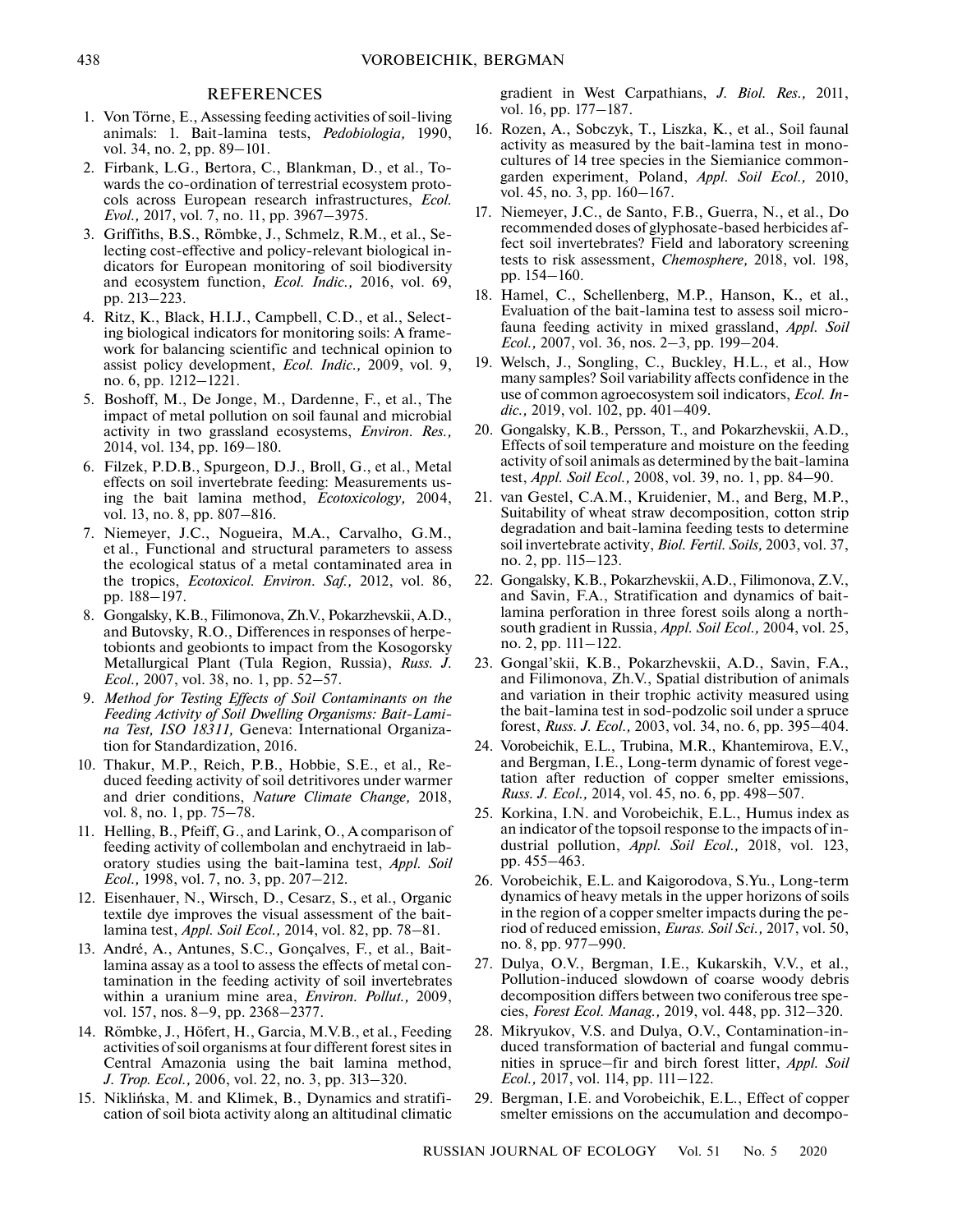## REFERENCES

1. Von Törne, E., Assessing feeding activities of soil-living animals: 1. Bait-lamina tests, *Pedobiologia,* 1990, vol. 34, no. 2, pp. 89–101.
2. Firbank, L.G., Bertora, C., Blankman, D., et al., Towards the co-ordination of terrestrial ecosystem protocols across European research infrastructures, *Ecol. Evol.,* 2017, vol. 7, no. 11, pp. 3967–3975.
3. Griffiths, B.S., Römbke, J., Schmelz, R.M., et al., Selecting cost-effective and policy-relevant biological indicators for European monitoring of soil biodiversity and ecosystem function, *Ecol. Indic.,* 2016, vol. 69, pp. 213–223.
4. Ritz, K., Black, H.I.J., Campbell, C.D., et al., Selecting biological indicators for monitoring soils: A framework for balancing scientific and technical opinion to assist policy development, *Ecol. Indic.,* 2009, vol. 9, no. 6, pp. 1212–1221.
5. Boshoff, M., De Jonge, M., Dardenne, F., et al., The impact of metal pollution on soil faunal and microbial activity in two grassland ecosystems, *Environ. Res.,* 2014, vol. 134, pp. 169–180.
6. Filzek, P.D.B., Spurgeon, D.J., Broll, G., et al., Metal effects on soil invertebrate feeding: Measurements using the bait lamina method, *Ecotoxicology,* 2004, vol. 13, no. 8, pp. 807–816.
7. Niemeyer, J.C., Nogueira, M.A., Carvalho, G.M., et al., Functional and structural parameters to assess the ecological status of a metal contaminated area in the tropics, *Ecotoxicol. Environ. Saf.,* 2012, vol. 86, pp. 188–197.
8. Gongalsky, K.B., Filimonova, Zh.V., Pokarzhevskii, A.D., and Butovsky, R.O., Differences in responses of herpetobionts and geobionts to impact from the Kosogorsky Metallurgical Plant (Tula Region, Russia), *Russ. J. Ecol.,* 2007, vol. 38, no. 1, pp. 52–57.
9. *Method for Testing Effects of Soil Contaminants on the Feeding Activity of Soil Dwelling Organisms: Bait-Lamina Test, ISO 18311,* Geneva: International Organization for Standardization, 2016.
10. Thakur, M.P., Reich, P.B., Hobbie, S.E., et al., Reduced feeding activity of soil detritivores under warmer and drier conditions, *Nature Climate Change,* 2018, vol. 8, no. 1, pp. 75–78.
11. Helling, B., Pfeiff, G., and Larink, O., A comparison of feeding activity of collembolan and enchytraeid in laboratory studies using the bait-lamina test, *Appl. Soil Ecol.,* 1998, vol. 7, no. 3, pp. 207–212.
12. Eisenhauer, N., Wirsch, D., Cesarz, S., et al., Organic textile dye improves the visual assessment of the bait-lamina test, *Appl. Soil Ecol.,* 2014, vol. 82, pp. 78–81.
13. André, A., Antunes, S.C., Gonçalves, F., et al., Bait-lamina assay as a tool to assess the effects of metal contamination in the feeding activity of soil invertebrates within a uranium mine area, *Environ. Pollut.,* 2009, vol. 157, nos. 8–9, pp. 2368–2377.
14. Römbke, J., Höfert, H., Garcia, M.V.B., et al., Feeding activities of soil organisms at four different forest sites in Central Amazonia using the bait lamina method, *J. Trop. Ecol.,* 2006, vol. 22, no. 3, pp. 313–320.
15. Niklińska, M. and Klimek, B., Dynamics and stratification of soil biota activity along an altitudinal climatic gradient in West Carpathians, *J. Biol. Res.,* 2011, vol. 16, pp. 177–187.
16. Rozen, A., Sobczyk, T., Liszka, K., et al., Soil faunal activity as measured by the bait-lamina test in monocultures of 14 tree species in the Siemianice common-garden experiment, Poland, *Appl. Soil Ecol.,* 2010, vol. 45, no. 3, pp. 160–167.
17. Niemeyer, J.C., de Santo, F.B., Guerra, N., et al., Do recommended doses of glyphosate-based herbicides affect soil invertebrates? Field and laboratory screening tests to risk assessment, *Chemosphere,* 2018, vol. 198, pp. 154–160.
18. Hamel, C., Schellenberg, M.P., Hanson, K., et al., Evaluation of the bait-lamina test to assess soil microfauna feeding activity in mixed grassland, *Appl. Soil Ecol.,* 2007, vol. 36, nos. 2–3, pp. 199–204.
19. Welsch, J., Songling, C., Buckley, H.L., et al., How many samples? Soil variability affects confidence in the use of common agroecosystem soil indicators, *Ecol. Indic.,* 2019, vol. 102, pp. 401–409.
20. Gongalsky, K.B., Persson, T., and Pokarzhevskii, A.D., Effects of soil temperature and moisture on the feeding activity of soil animals as determined by the bait-lamina test, *Appl. Soil Ecol.,* 2008, vol. 39, no. 1, pp. 84–90.
21. van Gestel, C.A.M., Kruidenier, M., and Berg, M.P., Suitability of wheat straw decomposition, cotton strip degradation and bait-lamina feeding tests to determine soil invertebrate activity, *Biol. Fertil. Soils,* 2003, vol. 37, no. 2, pp. 115–123.
22. Gongalsky, K.B., Pokarzhevskii, A.D., Filimonova, Z.V., and Savin, F.A., Stratification and dynamics of bait-lamina perforation in three forest soils along a north-south gradient in Russia, *Appl. Soil Ecol.,* 2004, vol. 25, no. 2, pp. 111–122.
23. Gongal'skii, K.B., Pokarzhevskii, A.D., Savin, F.A., and Filimonova, Zh.V., Spatial distribution of animals and variation in their trophic activity measured using the bait-lamina test in sod-podzolic soil under a spruce forest, *Russ. J. Ecol.,* 2003, vol. 34, no. 6, pp. 395–404.
24. Vorobeichik, E.L., Trubina, M.R., Khantemirova, E.V., and Bergman, I.E., Long-term dynamic of forest vegetation after reduction of copper smelter emissions, *Russ. J. Ecol.,* 2014, vol. 45, no. 6, pp. 498–507.
25. Korkina, I.N. and Vorobeichik, E.L., Humus index as an indicator of the topsoil response to the impacts of industrial pollution, *Appl. Soil Ecol.,* 2018, vol. 123, pp. 455–463.
26. Vorobeichik, E.L. and Kaigorodova, S.Yu., Long-term dynamics of heavy metals in the upper horizons of soils in the region of a copper smelter impacts during the period of reduced emission, *Euras. Soil Sci.,* 2017, vol. 50, no. 8, pp. 977–990.
27. Dulya, O.V., Bergman, I.E., Kukarskih, V.V., et al., Pollution-induced slowdown of coarse woody debris decomposition differs between two coniferous tree species, *Forest Ecol. Manag.,* 2019, vol. 448, pp. 312–320.
28. Mikryukov, V.S. and Dulya, O.V., Contamination-induced transformation of bacterial and fungal communities in spruce–fir and birch forest litter, *Appl. Soil Ecol.,* 2017, vol. 114, pp. 111–122.
29. Bergman, I.E. and Vorobeichik, E.L., Effect of copper smelter emissions on the accumulation and decompo-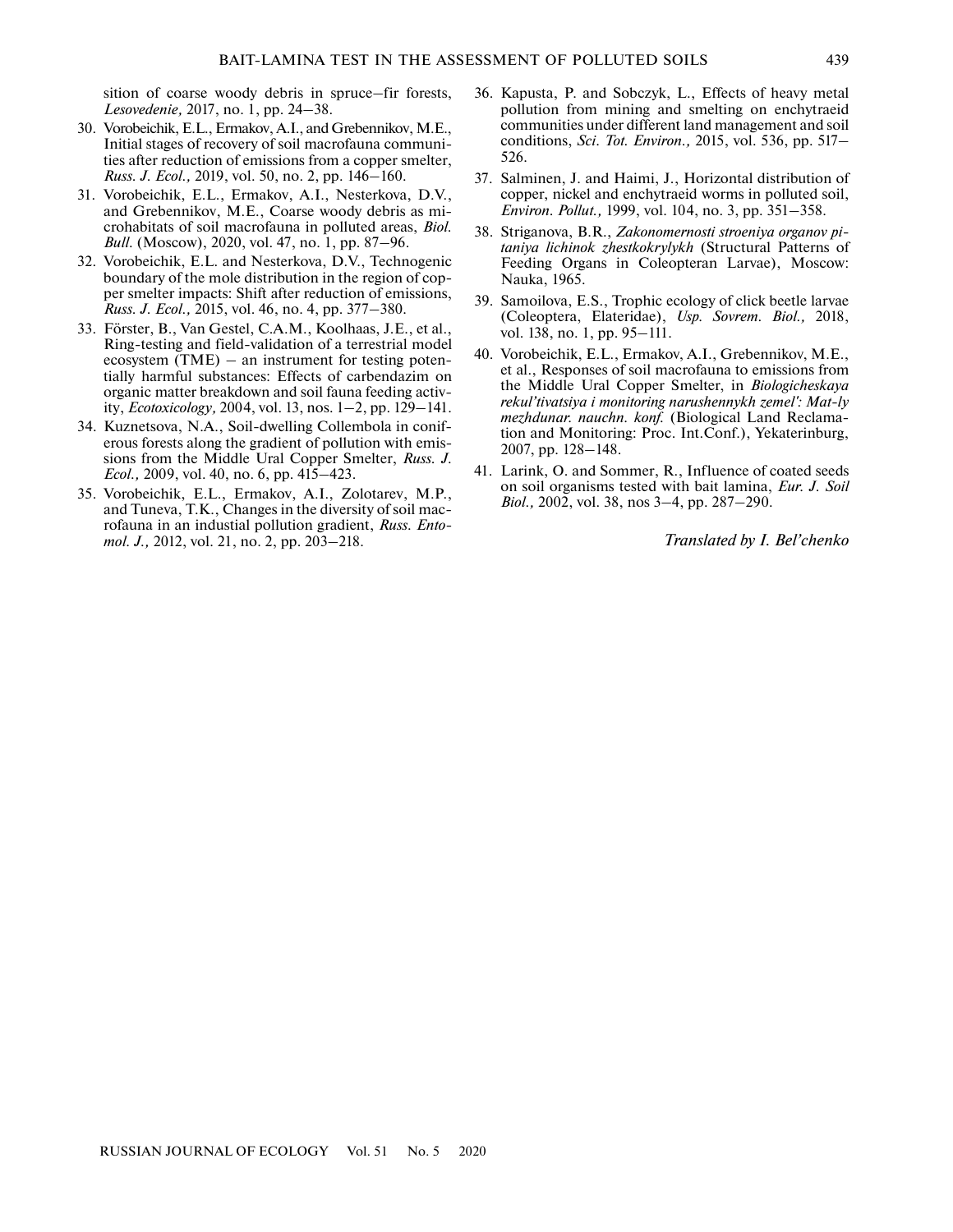sition of coarse woody debris in spruce–fir forests, *Lesovedenie,* 2017, no. 1, pp. 24–38.

30. Vorobeichik, E.L., Ermakov, A.I., and Grebennikov, M.E., Initial stages of recovery of soil macrofauna communities after reduction of emissions from a copper smelter, *Russ. J. Ecol.,* 2019, vol. 50, no. 2, pp. 146–160.
31. Vorobeichik, E.L., Ermakov, A.I., Nesterkova, D.V., and Grebennikov, M.E., Coarse woody debris as microhabitats of soil macrofauna in polluted areas, *Biol. Bull.* (Moscow), 2020, vol. 47, no. 1, pp. 87–96.
32. Vorobeichik, E.L. and Nesterkova, D.V., Technogenic boundary of the mole distribution in the region of copper smelter impacts: Shift after reduction of emissions, *Russ. J. Ecol.,* 2015, vol. 46, no. 4, pp. 377–380.
33. Förster, B., Van Gestel, C.A.M., Koolhaas, J.E., et al., Ring-testing and field-validation of a terrestrial model ecosystem (TME) – an instrument for testing potentially harmful substances: Effects of carbendazim on organic matter breakdown and soil fauna feeding activity, *Ecotoxicology,* 2004, vol. 13, nos. 1–2, pp. 129–141.
34. Kuznetsova, N.A., Soil-dwelling Collembola in coniferous forests along the gradient of pollution with emissions from the Middle Ural Copper Smelter, *Russ. J. Ecol.,* 2009, vol. 40, no. 6, pp. 415–423.
35. Vorobeichik, E.L., Ermakov, A.I., Zolotarev, M.P., and Tuneva, T.K., Changes in the diversity of soil macrofauna in an industial pollution gradient, *Russ. Entomol. J.,* 2012, vol. 21, no. 2, pp. 203–218.
36. Kapusta, P. and Sobczyk, L., Effects of heavy metal pollution from mining and smelting on enchytraeid communities under different land management and soil conditions, *Sci. Tot. Environ.,* 2015, vol. 536, pp. 517–526.
37. Salminen, J. and Haimi, J., Horizontal distribution of copper, nickel and enchytraeid worms in polluted soil, *Environ. Pollut.,* 1999, vol. 104, no. 3, pp. 351–358.
38. Striganova, B.R., *Zakonomernosti stroeniya organov pitaniya lichinok zhestkokrylykh* (Structural Patterns of Feeding Organs in Coleopteran Larvae), Moscow: Nauka, 1965.
39. Samoilova, E.S., Trophic ecology of click beetle larvae (Coleoptera, Elateridae), *Usp. Sovrem. Biol.,* 2018, vol. 138, no. 1, pp. 95–111.
40. Vorobeichik, E.L., Ermakov, A.I., Grebennikov, M.E., et al., Responses of soil macrofauna to emissions from the Middle Ural Copper Smelter, in *Biologicheskaya rekul'tivatsiya i monitoring narushennykh zemel': Mat-ly mezhdunar. nauchn. konf.* (Biological Land Reclamation and Monitoring: Proc. Int.Conf.), Yekaterinburg, 2007, pp. 128–148.
41. Larink, O. and Sommer, R., Influence of coated seeds on soil organisms tested with bait lamina, *Eur. J. Soil Biol.,* 2002, vol. 38, nos 3–4, pp. 287–290.

*Translated by I. Bel'chenko*